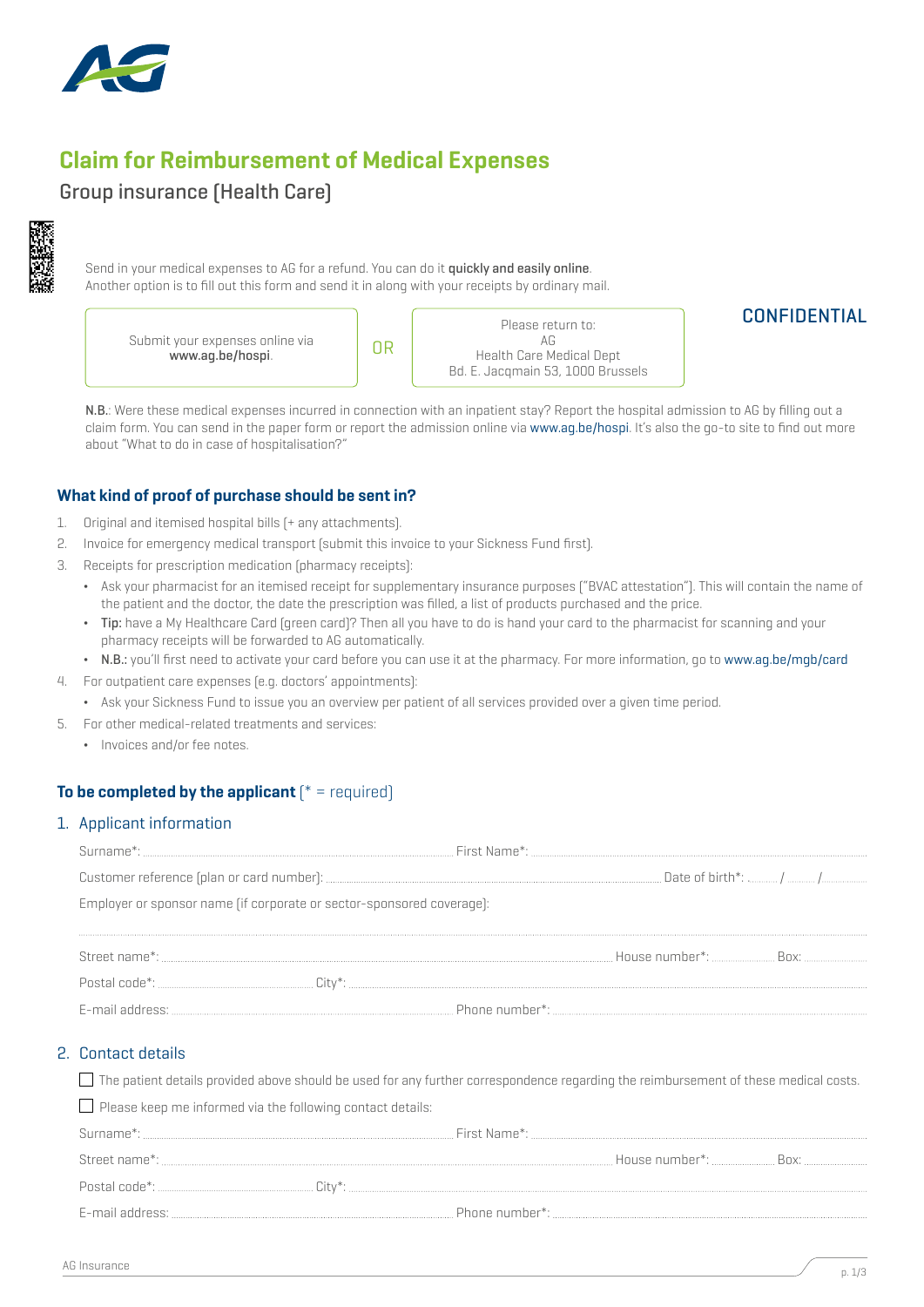# Claim for Reimbursement of Medical Expenses

## Group insurance (Health Care)

Send in your medical expenses to AG for a refund. You can do it **quickly and easily online**.
Another option is to fill out this form and send it in along with your receipts by ordinary mail.

Submit your expenses online via **www.ag.be/hospi**.

OR

Please return to:
AG
Health Care Medical Dept
Bd. E. Jacqmain 53, 1000 Brussels

CONFIDENTIAL

**N.B.**: Were these medical expenses incurred in connection with an inpatient stay? Report the hospital admission to AG by filling out a claim form. You can send in the paper form or report the admission online via www.ag.be/hospi. It's also the go-to site to find out more about "What to do in case of hospitalisation?"

### What kind of proof of purchase should be sent in?

1. Original and itemised hospital bills (+ any attachments).
2. Invoice for emergency medical transport (submit this invoice to your Sickness Fund first).
3. Receipts for prescription medication (pharmacy receipts):
   - Ask your pharmacist for an itemised receipt for supplementary insurance purposes ("BVAC attestation"). This will contain the name of the patient and the doctor, the date the prescription was filled, a list of products purchased and the price.
   - **Tip:** have a My Healthcare Card (green card)? Then all you have to do is hand your card to the pharmacist for scanning and your pharmacy receipts will be forwarded to AG automatically.
   - **N.B.:** you'll first need to activate your card before you can use it at the pharmacy. For more information, go to www.ag.be/mgb/card
4. For outpatient care expenses (e.g. doctors' appointments):
   - Ask your Sickness Fund to issue you an overview per patient of all services provided over a given time period.
5. For other medical-related treatments and services:
   - Invoices and/or fee notes.

### To be completed by the applicant (* = required)

#### 1. Applicant information

Surname*: .................................... First Name*: ....................................

Customer reference (plan or card number): .................................... Date of birth*: ...... / ...... / ..........

Employer or sponsor name (if corporate or sector-sponsored coverage):

....................................................................................................

Street name*: .................................... House number*: .......... Box: ..........

Postal code*: .................... City*: ....................................

E-mail address: .................................... Phone number*: ....................................

#### 2. Contact details

☐ The patient details provided above should be used for any further correspondence regarding the reimbursement of these medical costs.

☐ Please keep me informed via the following contact details:

Surname*: .................................... First Name*: ....................................

Street name*: .................................... House number*: .......... Box: ..........

Postal code*: .................... City*: ....................................

E-mail address: .................................... Phone number*: ....................................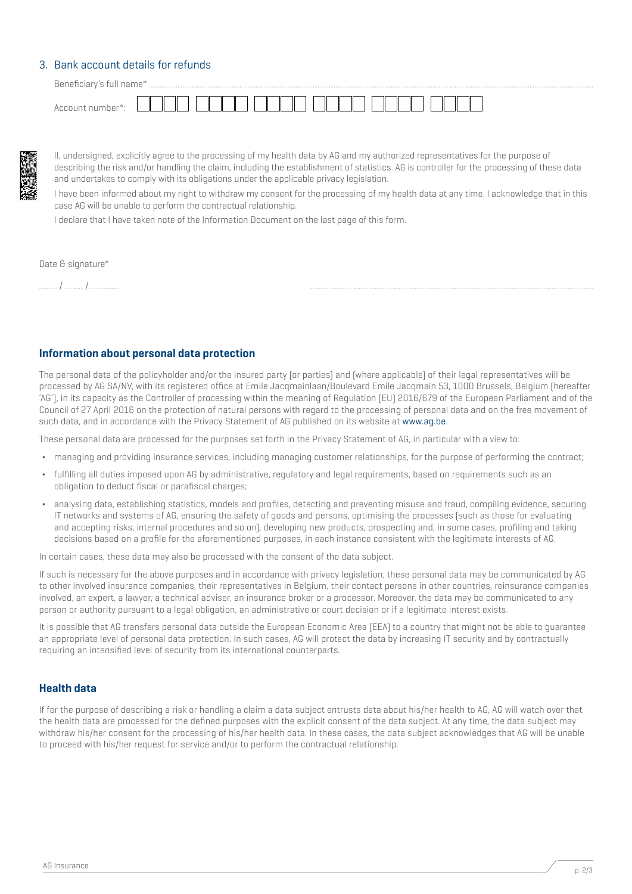## 3. Bank account details for refunds

Beneficiary's full name* ................................................................................................

Account number*: ☐☐☐☐ ☐☐☐☐ ☐☐☐☐ ☐☐☐☐ ☐☐☐☐ ☐☐☐☐

II, undersigned, explicitly agree to the processing of my health data by AG and my authorized representatives for the purpose of describing the risk and/or handling the claim, including the establishment of statistics. AG is controller for the processing of these data and undertakes to comply with its obligations under the applicable privacy legislation.

I have been informed about my right to withdraw my consent for the processing of my health data at any time. I acknowledge that in this case AG will be unable to perform the contractual relationship.

I declare that I have taken note of the Information Document on the last page of this form.

Date & signature*

........... / ........... /.................. ................................................................................................

### Information about personal data protection

The personal data of the policyholder and/or the insured party (or parties) and (where applicable) of their legal representatives will be processed by AG SA/NV, with its registered office at Emile Jacqmainlaan/Boulevard Emile Jacqmain 53, 1000 Brussels, Belgium (hereafter 'AG'), in its capacity as the Controller of processing within the meaning of Regulation (EU) 2016/679 of the European Parliament and of the Council of 27 April 2016 on the protection of natural persons with regard to the processing of personal data and on the free movement of such data, and in accordance with the Privacy Statement of AG published on its website at www.ag.be.

These personal data are processed for the purposes set forth in the Privacy Statement of AG, in particular with a view to:

- managing and providing insurance services, including managing customer relationships, for the purpose of performing the contract;
- fulfilling all duties imposed upon AG by administrative, regulatory and legal requirements, based on requirements such as an obligation to deduct fiscal or parafiscal charges;
- analysing data, establishing statistics, models and profiles, detecting and preventing misuse and fraud, compiling evidence, securing IT networks and systems of AG, ensuring the safety of goods and persons, optimising the processes (such as those for evaluating and accepting risks, internal procedures and so on), developing new products, prospecting and, in some cases, profiling and taking decisions based on a profile for the aforementioned purposes, in each instance consistent with the legitimate interests of AG.

In certain cases, these data may also be processed with the consent of the data subject.

If such is necessary for the above purposes and in accordance with privacy legislation, these personal data may be communicated by AG to other involved insurance companies, their representatives in Belgium, their contact persons in other countries, reinsurance companies involved, an expert, a lawyer, a technical adviser, an insurance broker or a processor. Moreover, the data may be communicated to any person or authority pursuant to a legal obligation, an administrative or court decision or if a legitimate interest exists.

It is possible that AG transfers personal data outside the European Economic Area (EEA) to a country that might not be able to guarantee an appropriate level of personal data protection. In such cases, AG will protect the data by increasing IT security and by contractually requiring an intensified level of security from its international counterparts.

### Health data

If for the purpose of describing a risk or handling a claim a data subject entrusts data about his/her health to AG, AG will watch over that the health data are processed for the defined purposes with the explicit consent of the data subject. At any time, the data subject may withdraw his/her consent for the processing of his/her health data. In these cases, the data subject acknowledges that AG will be unable to proceed with his/her request for service and/or to perform the contractual relationship.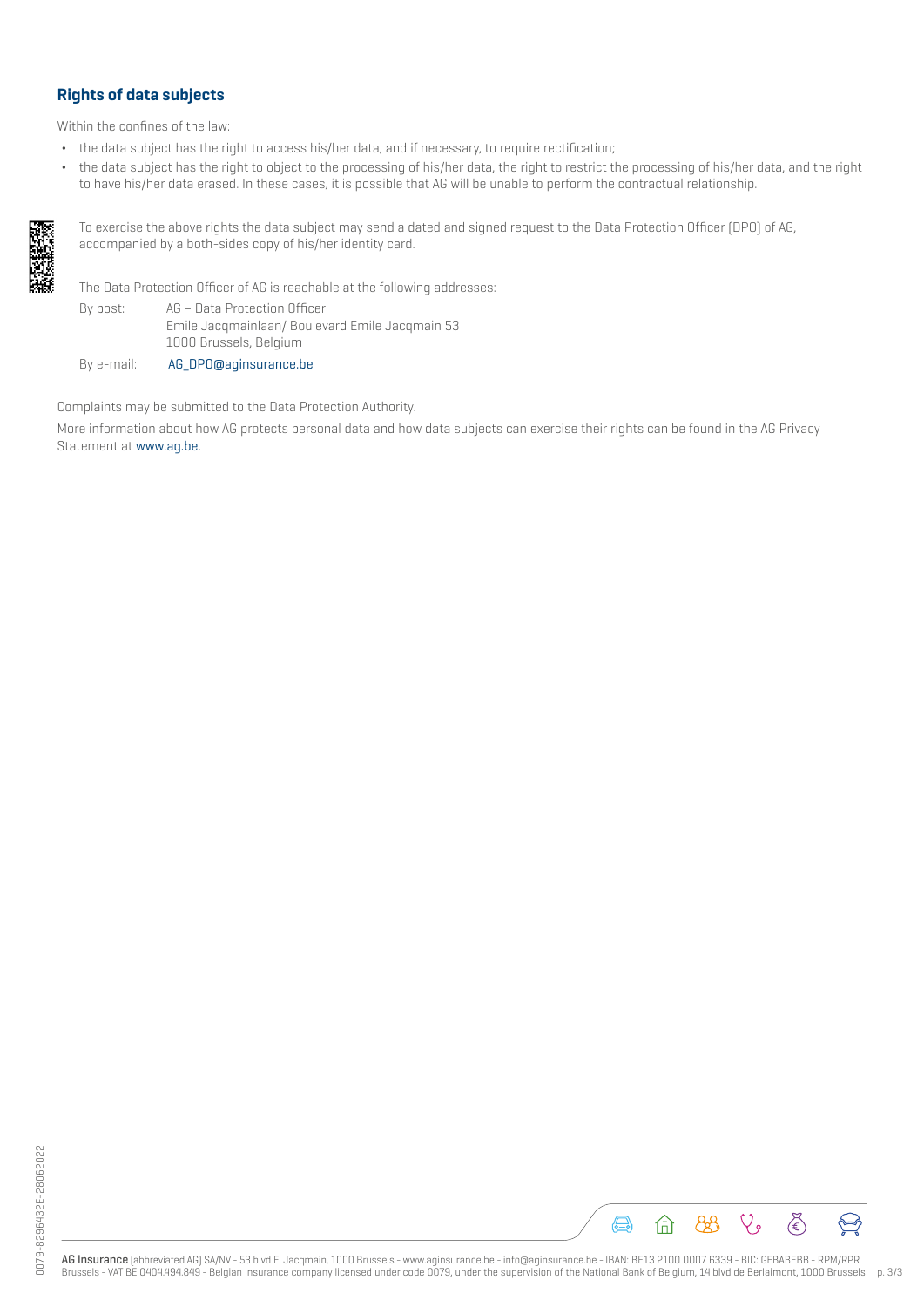## Rights of data subjects

Within the confines of the law:

- the data subject has the right to access his/her data, and if necessary, to require rectification;
- the data subject has the right to object to the processing of his/her data, the right to restrict the processing of his/her data, and the right to have his/her data erased. In these cases, it is possible that AG will be unable to perform the contractual relationship.

To exercise the above rights the data subject may send a dated and signed request to the Data Protection Officer (DPO) of AG, accompanied by a both-sides copy of his/her identity card.

The Data Protection Officer of AG is reachable at the following addresses:

| | |
|---|---|
| By post: | AG – Data Protection Officer<br>Emile Jacqmainlaan/ Boulevard Emile Jacqmain 53<br>1000 Brussels, Belgium |
| By e-mail: | AG_DPO@aginsurance.be |

Complaints may be submitted to the Data Protection Authority.

More information about how AG protects personal data and how data subjects can exercise their rights can be found in the AG Privacy Statement at www.ag.be.

0079-8296432E-28062022

**AG Insurance** (abbreviated AG) SA/NV - 53 blvd E. Jacqmain, 1000 Brussels - www.aginsurance.be - info@aginsurance.be - IBAN: BE13 2100 0007 6339 - BIC: GEBABEBB - RPM/RPR Brussels - VAT BE 0404.494.849 - Belgian insurance company licensed under code 0079, under the supervision of the National Bank of Belgium, 14 blvd de Berlaimont, 1000 Brussels